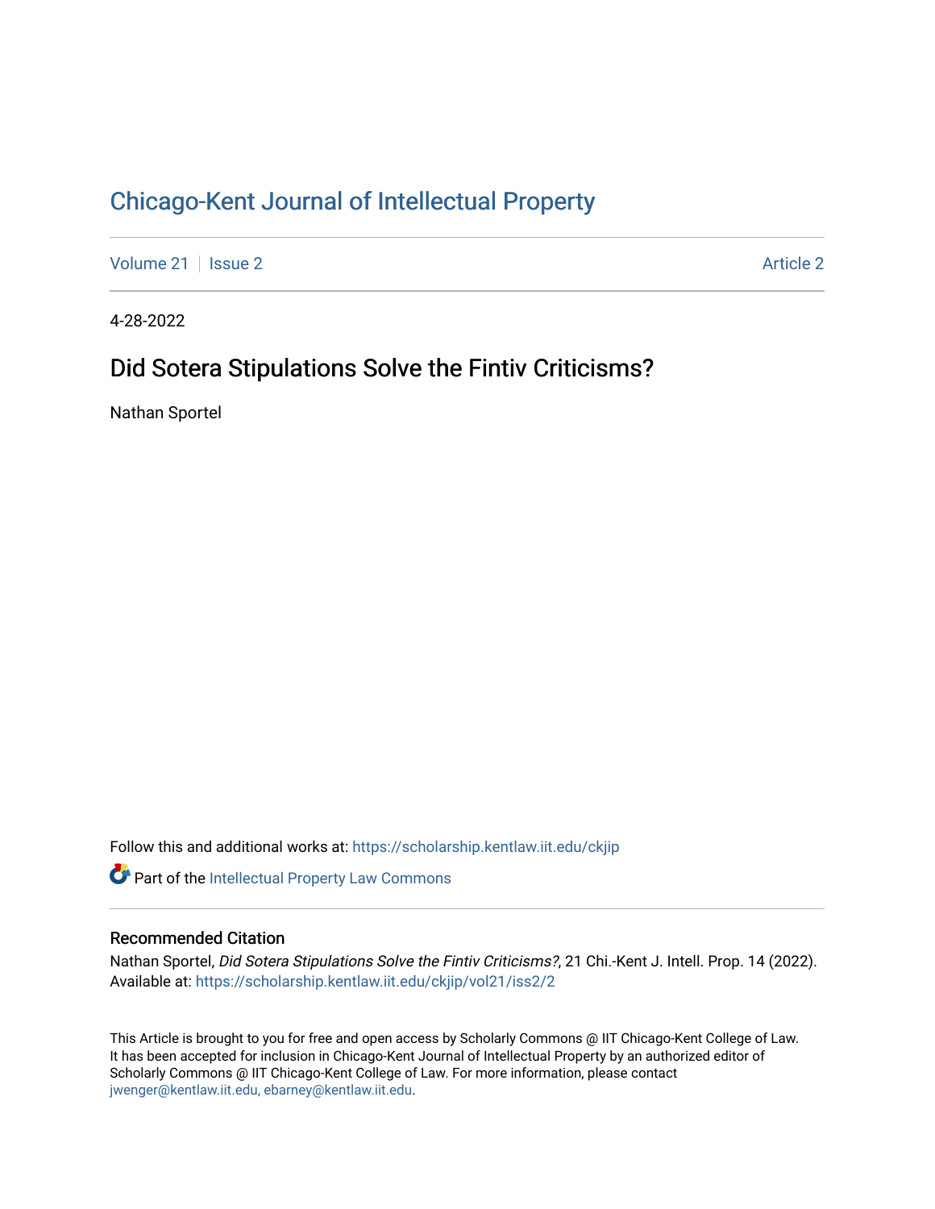# Chicago-Kent Journal of Intellectual Property

Volume 21 | Issue 2 | Article 2

4-28-2022

## Did Sotera Stipulations Solve the Fintiv Criticisms?

Nathan Sportel

Follow this and additional works at: https://scholarship.kentlaw.iit.edu/ckjip

Part of the Intellectual Property Law Commons

### Recommended Citation

Nathan Sportel, *Did Sotera Stipulations Solve the Fintiv Criticisms?*, 21 Chi.-Kent J. Intell. Prop. 14 (2022).
Available at: https://scholarship.kentlaw.iit.edu/ckjip/vol21/iss2/2

This Article is brought to you for free and open access by Scholarly Commons @ IIT Chicago-Kent College of Law. It has been accepted for inclusion in Chicago-Kent Journal of Intellectual Property by an authorized editor of Scholarly Commons @ IIT Chicago-Kent College of Law. For more information, please contact jwenger@kentlaw.iit.edu, ebarney@kentlaw.iit.edu.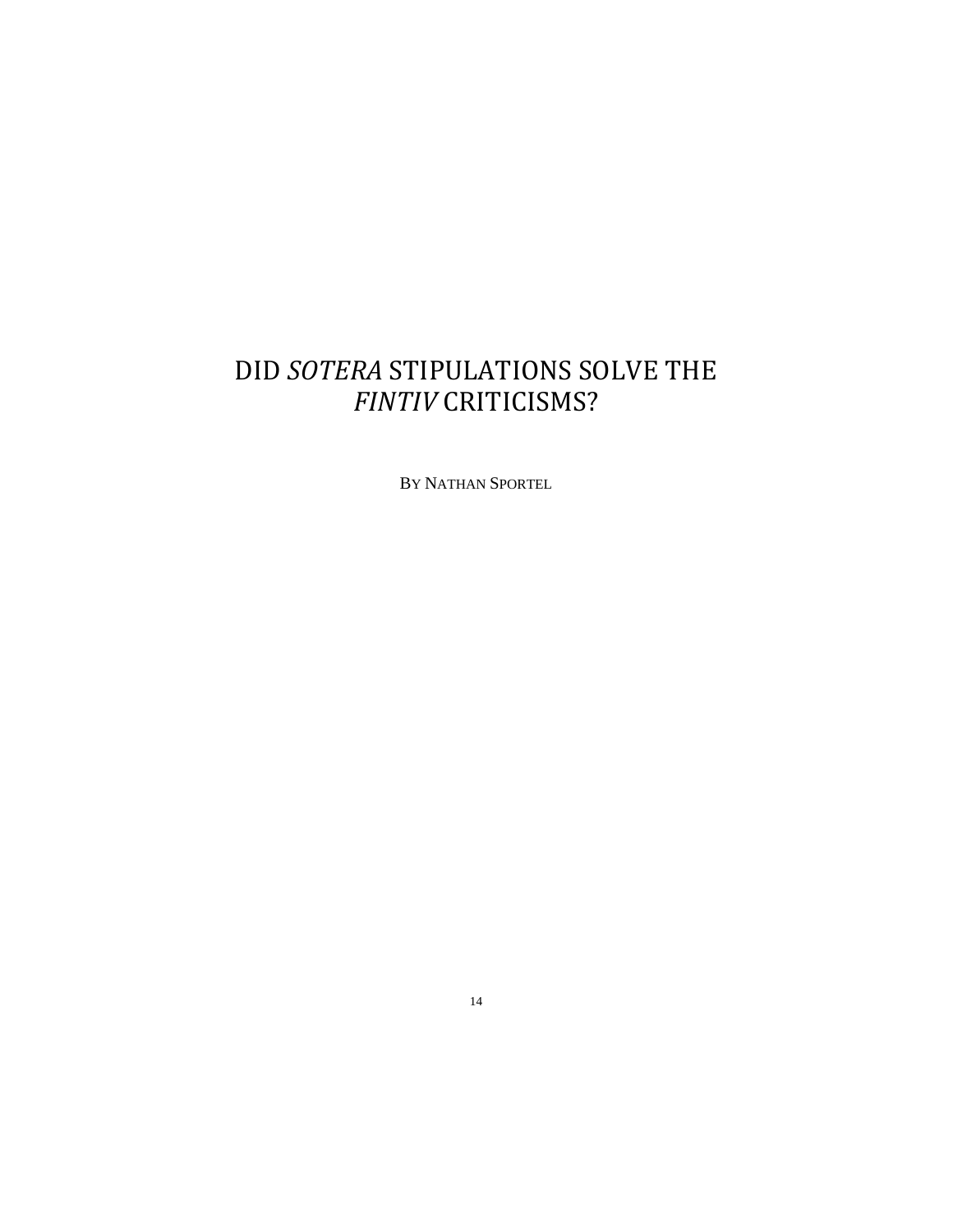# DID *SOTERA* STIPULATIONS SOLVE THE *FINTIV* CRITICISMS?

BY NATHAN SPORTEL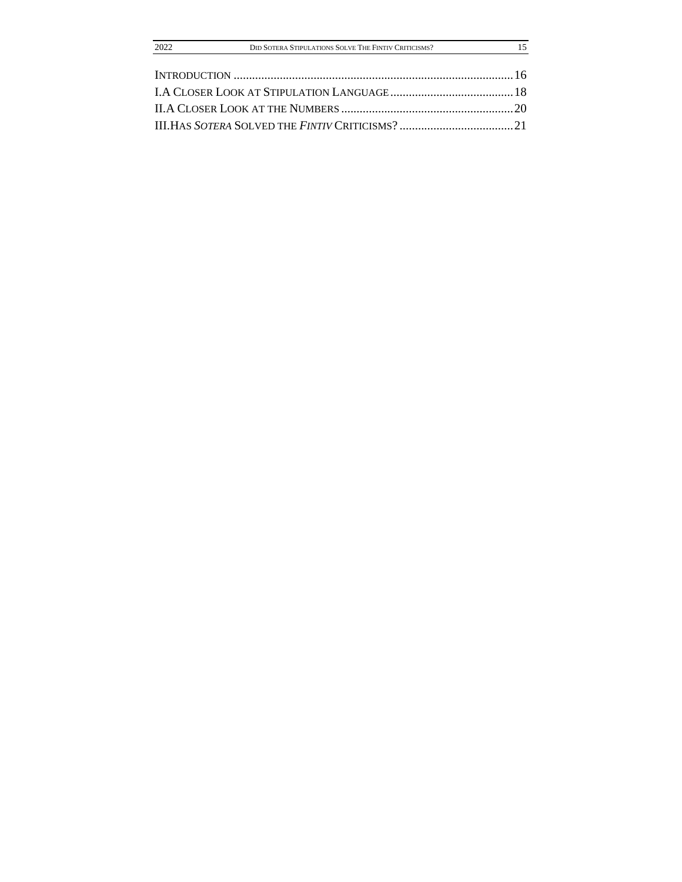INTRODUCTION .......................................................................................... 16

I. A CLOSER LOOK AT STIPULATION LANGUAGE ........................................ 18

II. A CLOSER LOOK AT THE NUMBERS ........................................................ 20

III. HAS *SOTERA* SOLVED THE *FINTIV* CRITICISMS? ..................................... 21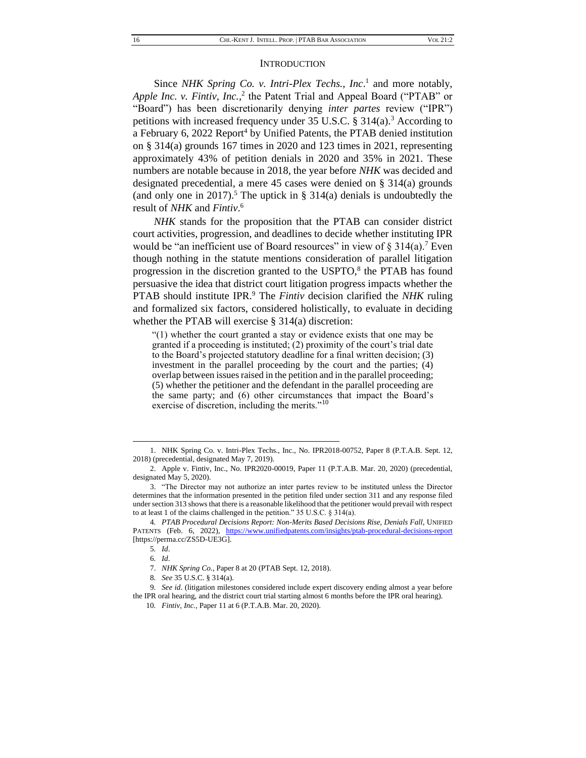## INTRODUCTION

Since *NHK Spring Co. v. Intri-Plex Techs., Inc.*[1] and more notably, *Apple Inc. v. Fintiv, Inc.*,[2] the Patent Trial and Appeal Board ("PTAB" or "Board") has been discretionarily denying *inter partes* review ("IPR") petitions with increased frequency under 35 U.S.C. § 314(a).[3] According to a February 6, 2022 Report[4] by Unified Patents, the PTAB denied institution on § 314(a) grounds 167 times in 2020 and 123 times in 2021, representing approximately 43% of petition denials in 2020 and 35% in 2021. These numbers are notable because in 2018, the year before *NHK* was decided and designated precedential, a mere 45 cases were denied on § 314(a) grounds (and only one in 2017).[5] The uptick in § 314(a) denials is undoubtedly the result of *NHK* and *Fintiv*.[6]

*NHK* stands for the proposition that the PTAB can consider district court activities, progression, and deadlines to decide whether instituting IPR would be "an inefficient use of Board resources" in view of § 314(a).[7] Even though nothing in the statute mentions consideration of parallel litigation progression in the discretion granted to the USPTO,[8] the PTAB has found persuasive the idea that district court litigation progress impacts whether the PTAB should institute IPR.[9] The *Fintiv* decision clarified the *NHK* ruling and formalized six factors, considered holistically, to evaluate in deciding whether the PTAB will exercise § 314(a) discretion:

> "(1) whether the court granted a stay or evidence exists that one may be granted if a proceeding is instituted; (2) proximity of the court's trial date to the Board's projected statutory deadline for a final written decision; (3) investment in the parallel proceeding by the court and the parties; (4) overlap between issues raised in the petition and in the parallel proceeding; (5) whether the petitioner and the defendant in the parallel proceeding are the same party; and (6) other circumstances that impact the Board's exercise of discretion, including the merits."[10]

---

1. NHK Spring Co. v. Intri-Plex Techs., Inc., No. IPR2018-00752, Paper 8 (P.T.A.B. Sept. 12, 2018) (precedential, designated May 7, 2019).
2. Apple v. Fintiv, Inc., No. IPR2020-00019, Paper 11 (P.T.A.B. Mar. 20, 2020) (precedential, designated May 5, 2020).
3. "The Director may not authorize an inter partes review to be instituted unless the Director determines that the information presented in the petition filed under section 311 and any response filed under section 313 shows that there is a reasonable likelihood that the petitioner would prevail with respect to at least 1 of the claims challenged in the petition." 35 U.S.C. § 314(a).
4. *PTAB Procedural Decisions Report: Non-Merits Based Decisions Rise, Denials Fall*, UNIFIED PATENTS (Feb. 6, 2022), https://www.unifiedpatents.com/insights/ptab-procedural-decisions-report [https://perma.cc/ZS5D-UE3G].
5. *Id*.
6. *Id*.
7. *NHK Spring Co.*, Paper 8 at 20 (PTAB Sept. 12, 2018).
8. *See* 35 U.S.C. § 314(a).
9. *See id*. (litigation milestones considered include expert discovery ending almost a year before the IPR oral hearing, and the district court trial starting almost 6 months before the IPR oral hearing).
10. *Fintiv, Inc.*, Paper 11 at 6 (P.T.A.B. Mar. 20, 2020).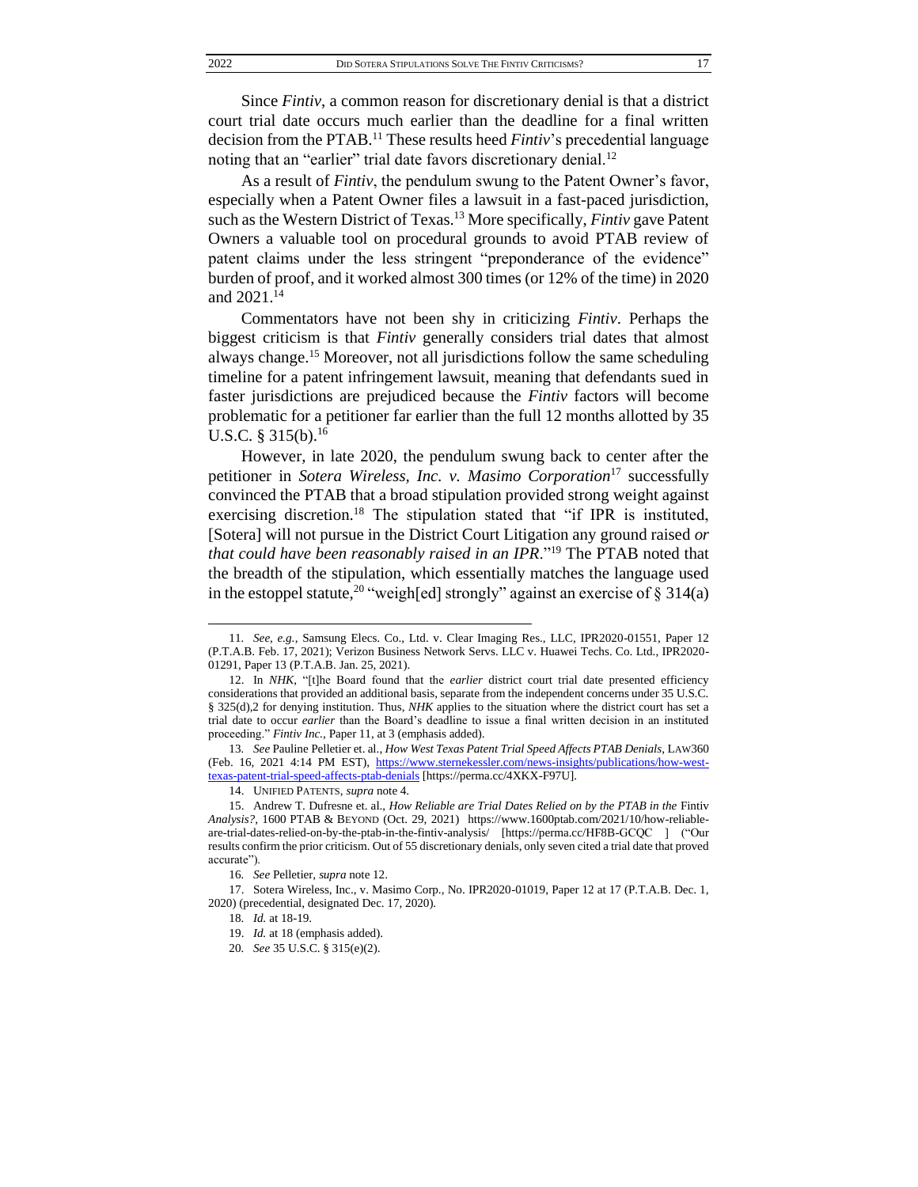Since *Fintiv*, a common reason for discretionary denial is that a district court trial date occurs much earlier than the deadline for a final written decision from the PTAB.[11] These results heed *Fintiv*'s precedential language noting that an "earlier" trial date favors discretionary denial.[12]

As a result of *Fintiv*, the pendulum swung to the Patent Owner's favor, especially when a Patent Owner files a lawsuit in a fast-paced jurisdiction, such as the Western District of Texas.[13] More specifically, *Fintiv* gave Patent Owners a valuable tool on procedural grounds to avoid PTAB review of patent claims under the less stringent "preponderance of the evidence" burden of proof, and it worked almost 300 times (or 12% of the time) in 2020 and 2021.[14]

Commentators have not been shy in criticizing *Fintiv*. Perhaps the biggest criticism is that *Fintiv* generally considers trial dates that almost always change.[15] Moreover, not all jurisdictions follow the same scheduling timeline for a patent infringement lawsuit, meaning that defendants sued in faster jurisdictions are prejudiced because the *Fintiv* factors will become problematic for a petitioner far earlier than the full 12 months allotted by 35 U.S.C. § 315(b).[16]

However, in late 2020, the pendulum swung back to center after the petitioner in *Sotera Wireless, Inc. v. Masimo Corporation*[17] successfully convinced the PTAB that a broad stipulation provided strong weight against exercising discretion.[18] The stipulation stated that "if IPR is instituted, [Sotera] will not pursue in the District Court Litigation any ground raised *or that could have been reasonably raised in an IPR*."[19] The PTAB noted that the breadth of the stipulation, which essentially matches the language used in the estoppel statute,[20] "weigh[ed] strongly" against an exercise of § 314(a)

---

11. *See, e.g.*, Samsung Elecs. Co., Ltd. v. Clear Imaging Res., LLC, IPR2020-01551, Paper 12 (P.T.A.B. Feb. 17, 2021); Verizon Business Network Servs. LLC v. Huawei Techs. Co. Ltd., IPR2020-01291, Paper 13 (P.T.A.B. Jan. 25, 2021).

12. In *NHK*, "[t]he Board found that the *earlier* district court trial date presented efficiency considerations that provided an additional basis, separate from the independent concerns under 35 U.S.C. § 325(d),2 for denying institution. Thus, *NHK* applies to the situation where the district court has set a trial date to occur *earlier* than the Board's deadline to issue a final written decision in an instituted proceeding." *Fintiv Inc.*, Paper 11, at 3 (emphasis added).

13. *See* Pauline Pelletier et. al., *How West Texas Patent Trial Speed Affects PTAB Denials*, LAW360 (Feb. 16, 2021 4:14 PM EST), https://www.sternekessler.com/news-insights/publications/how-west-texas-patent-trial-speed-affects-ptab-denials [https://perma.cc/4XKX-F97U].

14. UNIFIED PATENTS, *supra* note 4.

15. Andrew T. Dufresne et. al., *How Reliable are Trial Dates Relied on by the PTAB in the* Fintiv *Analysis?*, 1600 PTAB & BEYOND (Oct. 29, 2021) https://www.1600ptab.com/2021/10/how-reliable-are-trial-dates-relied-on-by-the-ptab-in-the-fintiv-analysis/ [https://perma.cc/HF8B-GCQC ] ("Our results confirm the prior criticism. Out of 55 discretionary denials, only seven cited a trial date that proved accurate").

16. *See* Pelletier, *supra* note 12.

17. Sotera Wireless, Inc., v. Masimo Corp., No. IPR2020-01019, Paper 12 at 17 (P.T.A.B. Dec. 1, 2020) (precedential, designated Dec. 17, 2020).

18. *Id.* at 18-19.

19. *Id.* at 18 (emphasis added).

20. *See* 35 U.S.C. § 315(e)(2).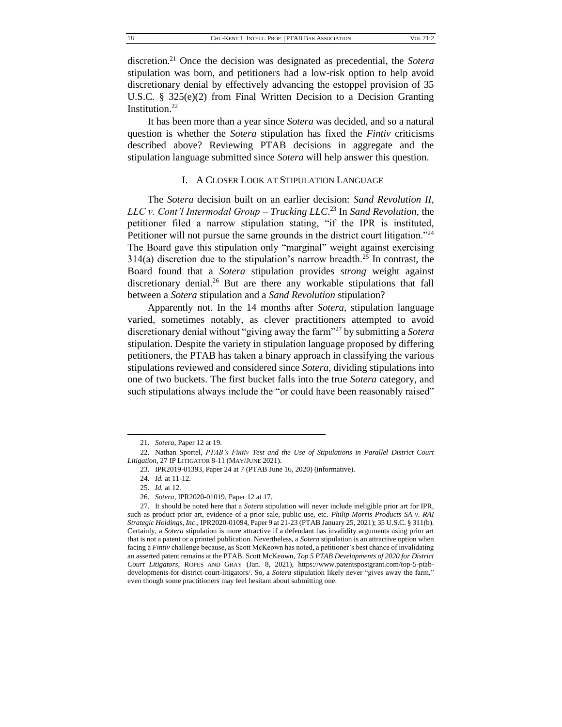discretion.[21] Once the decision was designated as precedential, the *Sotera* stipulation was born, and petitioners had a low-risk option to help avoid discretionary denial by effectively advancing the estoppel provision of 35 U.S.C. § 325(e)(2) from Final Written Decision to a Decision Granting Institution.[22]

It has been more than a year since *Sotera* was decided, and so a natural question is whether the *Sotera* stipulation has fixed the *Fintiv* criticisms described above? Reviewing PTAB decisions in aggregate and the stipulation language submitted since *Sotera* will help answer this question.

## I. A Closer Look at Stipulation Language

The *Sotera* decision built on an earlier decision: *Sand Revolution II, LLC v. Cont'l Intermodal Group – Trucking LLC*.[23] In *Sand Revolution*, the petitioner filed a narrow stipulation stating, "if the IPR is instituted, Petitioner will not pursue the same grounds in the district court litigation."[24] The Board gave this stipulation only "marginal" weight against exercising 314(a) discretion due to the stipulation's narrow breadth.[25] In contrast, the Board found that a *Sotera* stipulation provides *strong* weight against discretionary denial.[26] But are there any workable stipulations that fall between a *Sotera* stipulation and a *Sand Revolution* stipulation?

Apparently not. In the 14 months after *Sotera*, stipulation language varied, sometimes notably, as clever practitioners attempted to avoid discretionary denial without "giving away the farm"[27] by submitting a *Sotera* stipulation. Despite the variety in stipulation language proposed by differing petitioners, the PTAB has taken a binary approach in classifying the various stipulations reviewed and considered since *Sotera*, dividing stipulations into one of two buckets. The first bucket falls into the true *Sotera* category, and such stipulations always include the "or could have been reasonably raised"

---

21. *Sotera*, Paper 12 at 19.

22. Nathan Sportel, *PTAB's Fintiv Test and the Use of Stipulations in Parallel District Court Litigation*, 27 IP LITIGATOR 8-11 (MAY/JUNE 2021).

23. IPR2019-01393, Paper 24 at 7 (PTAB June 16, 2020) (informative).

24. *Id.* at 11-12.

25. *Id.* at 12.

26. *Sotera*, IPR2020-01019, Paper 12 at 17.

27. It should be noted here that a *Sotera* stipulation will never include ineligible prior art for IPR, such as product prior art, evidence of a prior sale, public use, etc. *Philip Morris Products SA v. RAI Strategic Holdings, Inc*., IPR2020-01094, Paper 9 at 21-23 (PTAB January 25, 2021); 35 U.S.C. § 311(b). Certainly, a *Sotera* stipulation is more attractive if a defendant has invalidity arguments using prior art that is not a patent or a printed publication. Nevertheless, a *Sotera* stipulation is an attractive option when facing a *Fintiv* challenge because, as Scott McKeown has noted, a petitioner's best chance of invalidating an asserted patent remains at the PTAB. Scott McKeown, *Top 5 PTAB Developments of 2020 for District Court Litigators*, ROPES AND GRAY (Jan. 8, 2021), https://www.patentspostgrant.com/top-5-ptab-developments-for-district-court-litigators/. So, a *Sotera* stipulation likely never "gives away the farm," even though some practitioners may feel hesitant about submitting one.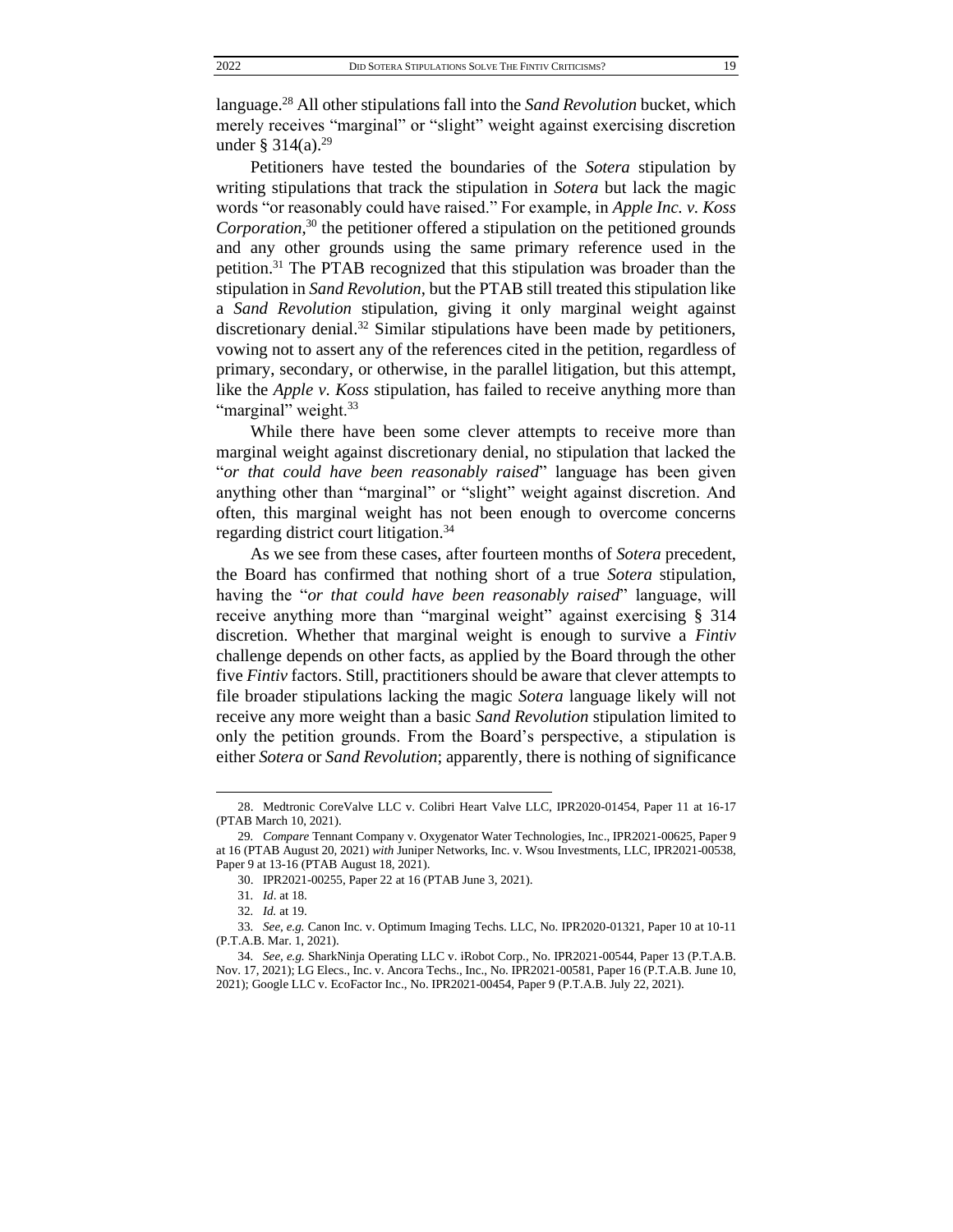language.[28] All other stipulations fall into the *Sand Revolution* bucket, which merely receives "marginal" or "slight" weight against exercising discretion under § 314(a).[29]

Petitioners have tested the boundaries of the *Sotera* stipulation by writing stipulations that track the stipulation in *Sotera* but lack the magic words "or reasonably could have raised." For example, in *Apple Inc. v. Koss Corporation*,[30] the petitioner offered a stipulation on the petitioned grounds and any other grounds using the same primary reference used in the petition.[31] The PTAB recognized that this stipulation was broader than the stipulation in *Sand Revolution*, but the PTAB still treated this stipulation like a *Sand Revolution* stipulation, giving it only marginal weight against discretionary denial.[32] Similar stipulations have been made by petitioners, vowing not to assert any of the references cited in the petition, regardless of primary, secondary, or otherwise, in the parallel litigation, but this attempt, like the *Apple v. Koss* stipulation, has failed to receive anything more than "marginal" weight.[33]

While there have been some clever attempts to receive more than marginal weight against discretionary denial, no stipulation that lacked the "*or that could have been reasonably raised*" language has been given anything other than "marginal" or "slight" weight against discretion. And often, this marginal weight has not been enough to overcome concerns regarding district court litigation.[34]

As we see from these cases, after fourteen months of *Sotera* precedent, the Board has confirmed that nothing short of a true *Sotera* stipulation, having the "*or that could have been reasonably raised*" language, will receive anything more than "marginal weight" against exercising § 314 discretion. Whether that marginal weight is enough to survive a *Fintiv* challenge depends on other facts, as applied by the Board through the other five *Fintiv* factors. Still, practitioners should be aware that clever attempts to file broader stipulations lacking the magic *Sotera* language likely will not receive any more weight than a basic *Sand Revolution* stipulation limited to only the petition grounds. From the Board's perspective, a stipulation is either *Sotera* or *Sand Revolution*; apparently, there is nothing of significance

---

28. Medtronic CoreValve LLC v. Colibri Heart Valve LLC, IPR2020-01454, Paper 11 at 16-17 (PTAB March 10, 2021).

29. *Compare* Tennant Company v. Oxygenator Water Technologies, Inc., IPR2021-00625, Paper 9 at 16 (PTAB August 20, 2021) *with* Juniper Networks, Inc. v. Wsou Investments, LLC, IPR2021-00538, Paper 9 at 13-16 (PTAB August 18, 2021).

30. IPR2021-00255, Paper 22 at 16 (PTAB June 3, 2021).

31. *Id*. at 18.

32. *Id.* at 19.

33. *See, e.g.* Canon Inc. v. Optimum Imaging Techs. LLC, No. IPR2020-01321, Paper 10 at 10-11 (P.T.A.B. Mar. 1, 2021).

34. *See, e.g.* SharkNinja Operating LLC v. iRobot Corp., No. IPR2021-00544, Paper 13 (P.T.A.B. Nov. 17, 2021); LG Elecs., Inc. v. Ancora Techs., Inc., No. IPR2021-00581, Paper 16 (P.T.A.B. June 10, 2021); Google LLC v. EcoFactor Inc., No. IPR2021-00454, Paper 9 (P.T.A.B. July 22, 2021).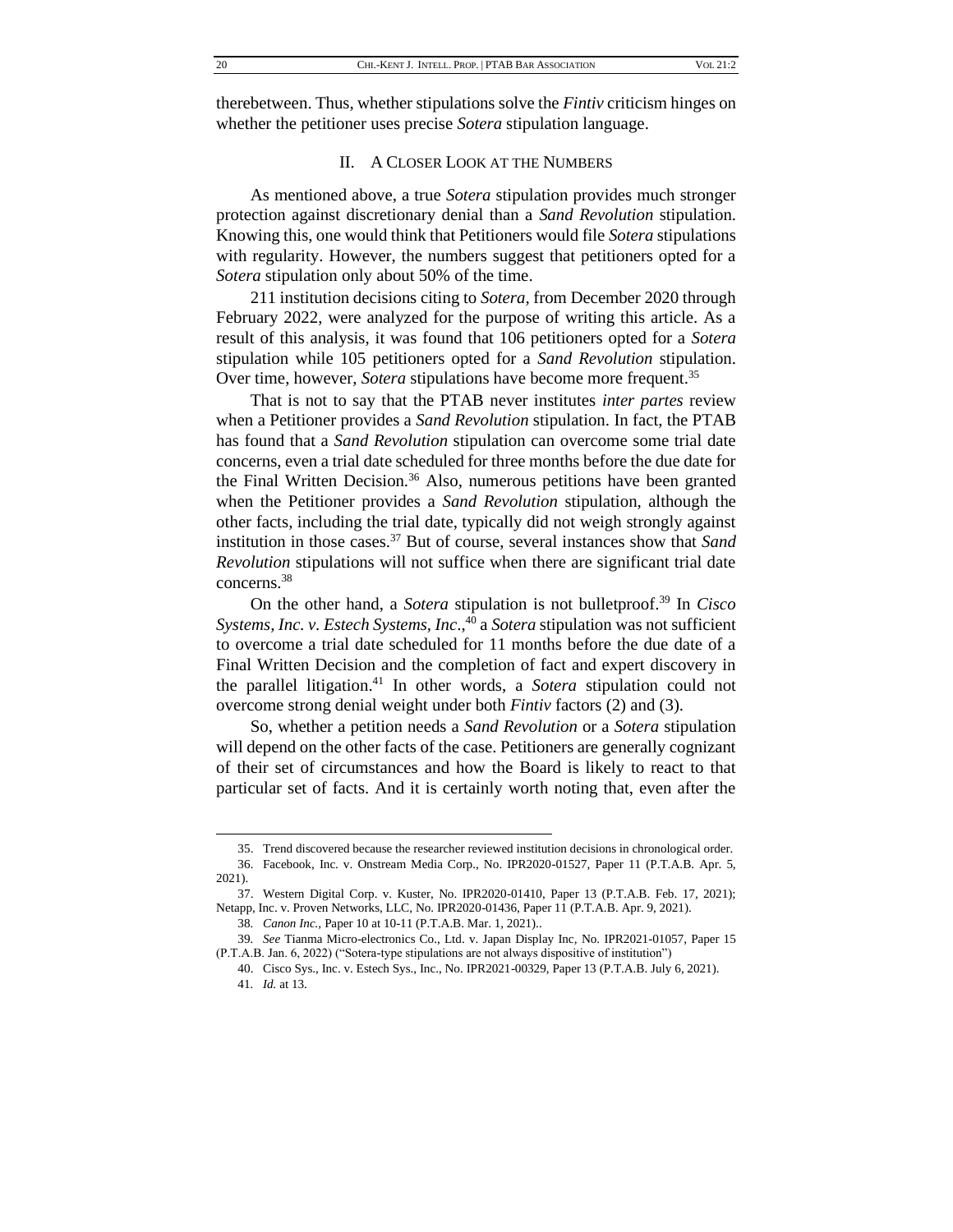therebetween. Thus, whether stipulations solve the *Fintiv* criticism hinges on whether the petitioner uses precise *Sotera* stipulation language.

## II. A Closer Look at the Numbers

As mentioned above, a true *Sotera* stipulation provides much stronger protection against discretionary denial than a *Sand Revolution* stipulation. Knowing this, one would think that Petitioners would file *Sotera* stipulations with regularity. However, the numbers suggest that petitioners opted for a *Sotera* stipulation only about 50% of the time.

211 institution decisions citing to *Sotera*, from December 2020 through February 2022, were analyzed for the purpose of writing this article. As a result of this analysis, it was found that 106 petitioners opted for a *Sotera* stipulation while 105 petitioners opted for a *Sand Revolution* stipulation. Over time, however, *Sotera* stipulations have become more frequent.[35]

That is not to say that the PTAB never institutes *inter partes* review when a Petitioner provides a *Sand Revolution* stipulation. In fact, the PTAB has found that a *Sand Revolution* stipulation can overcome some trial date concerns, even a trial date scheduled for three months before the due date for the Final Written Decision.[36] Also, numerous petitions have been granted when the Petitioner provides a *Sand Revolution* stipulation, although the other facts, including the trial date, typically did not weigh strongly against institution in those cases.[37] But of course, several instances show that *Sand Revolution* stipulations will not suffice when there are significant trial date concerns.[38]

On the other hand, a *Sotera* stipulation is not bulletproof.[39] In *Cisco Systems, Inc. v. Estech Systems, Inc.*,[40] a *Sotera* stipulation was not sufficient to overcome a trial date scheduled for 11 months before the due date of a Final Written Decision and the completion of fact and expert discovery in the parallel litigation.[41] In other words, a *Sotera* stipulation could not overcome strong denial weight under both *Fintiv* factors (2) and (3).

So, whether a petition needs a *Sand Revolution* or a *Sotera* stipulation will depend on the other facts of the case. Petitioners are generally cognizant of their set of circumstances and how the Board is likely to react to that particular set of facts. And it is certainly worth noting that, even after the

---

35. Trend discovered because the researcher reviewed institution decisions in chronological order.

36. Facebook, Inc. v. Onstream Media Corp., No. IPR2020-01527, Paper 11 (P.T.A.B. Apr. 5, 2021).

37. Western Digital Corp. v. Kuster, No. IPR2020-01410, Paper 13 (P.T.A.B. Feb. 17, 2021); Netapp, Inc. v. Proven Networks, LLC, No. IPR2020-01436, Paper 11 (P.T.A.B. Apr. 9, 2021).

38. *Canon Inc.*, Paper 10 at 10-11 (P.T.A.B. Mar. 1, 2021)..

39. *See* Tianma Micro-electronics Co., Ltd. v. Japan Display Inc, No. IPR2021-01057, Paper 15 (P.T.A.B. Jan. 6, 2022) ("Sotera-type stipulations are not always dispositive of institution")

40. Cisco Sys., Inc. v. Estech Sys., Inc., No. IPR2021-00329, Paper 13 (P.T.A.B. July 6, 2021).

41. *Id.* at 13.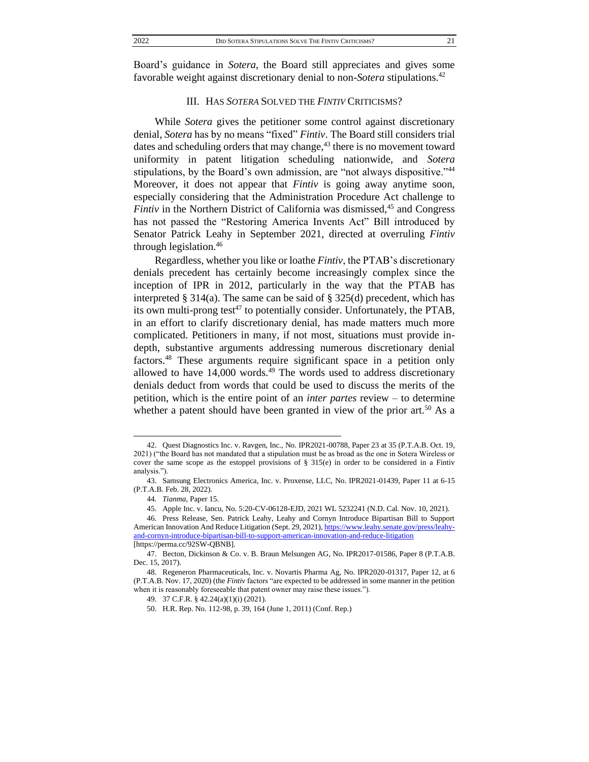Board's guidance in *Sotera*, the Board still appreciates and gives some favorable weight against discretionary denial to non-*Sotera* stipulations.[42]

## III. HAS *SOTERA* SOLVED THE *FINTIV* CRITICISMS?

While *Sotera* gives the petitioner some control against discretionary denial, *Sotera* has by no means "fixed" *Fintiv*. The Board still considers trial dates and scheduling orders that may change,[43] there is no movement toward uniformity in patent litigation scheduling nationwide, and *Sotera* stipulations, by the Board's own admission, are "not always dispositive."[44] Moreover, it does not appear that *Fintiv* is going away anytime soon, especially considering that the Administration Procedure Act challenge to *Fintiv* in the Northern District of California was dismissed,[45] and Congress has not passed the "Restoring America Invents Act" Bill introduced by Senator Patrick Leahy in September 2021, directed at overruling *Fintiv* through legislation.[46]

Regardless, whether you like or loathe *Fintiv*, the PTAB's discretionary denials precedent has certainly become increasingly complex since the inception of IPR in 2012, particularly in the way that the PTAB has interpreted § 314(a). The same can be said of § 325(d) precedent, which has its own multi-prong test[47] to potentially consider. Unfortunately, the PTAB, in an effort to clarify discretionary denial, has made matters much more complicated. Petitioners in many, if not most, situations must provide in-depth, substantive arguments addressing numerous discretionary denial factors.[48] These arguments require significant space in a petition only allowed to have 14,000 words.[49] The words used to address discretionary denials deduct from words that could be used to discuss the merits of the petition, which is the entire point of an *inter partes* review – to determine whether a patent should have been granted in view of the prior art.[50] As a

---

42. Quest Diagnostics Inc. v. Ravgen, Inc., No. IPR2021-00788, Paper 23 at 35 (P.T.A.B. Oct. 19, 2021) ("the Board has not mandated that a stipulation must be as broad as the one in Sotera Wireless or cover the same scope as the estoppel provisions of § 315(e) in order to be considered in a Fintiv analysis.").

43. Samsung Electronics America, Inc. v. Proxense, LLC, No. IPR2021-01439, Paper 11 at 6-15 (P.T.A.B. Feb. 28, 2022).

44. *Tianma*, Paper 15.

45. Apple Inc. v. Iancu, No. 5:20-CV-06128-EJD, 2021 WL 5232241 (N.D. Cal. Nov. 10, 2021).

46. Press Release, Sen. Patrick Leahy, Leahy and Cornyn Introduce Bipartisan Bill to Support American Innovation And Reduce Litigation (Sept. 29, 2021), https://www.leahy.senate.gov/press/leahy-and-cornyn-introduce-bipartisan-bill-to-support-american-innovation-and-reduce-litigation [https://perma.cc/92SW-QBNB].

47. Becton, Dickinson & Co. v. B. Braun Melsungen AG, No. IPR2017-01586, Paper 8 (P.T.A.B. Dec. 15, 2017).

48. Regeneron Pharmaceuticals, Inc. v. Novartis Pharma Ag, No. IPR2020-01317, Paper 12, at 6 (P.T.A.B. Nov. 17, 2020) (the *Fintiv* factors "are expected to be addressed in some manner in the petition when it is reasonably foreseeable that patent owner may raise these issues.").

49. 37 C.F.R. § 42.24(a)(1)(i) (2021).

50. H.R. Rep. No. 112-98, p. 39, 164 (June 1, 2011) (Conf. Rep.)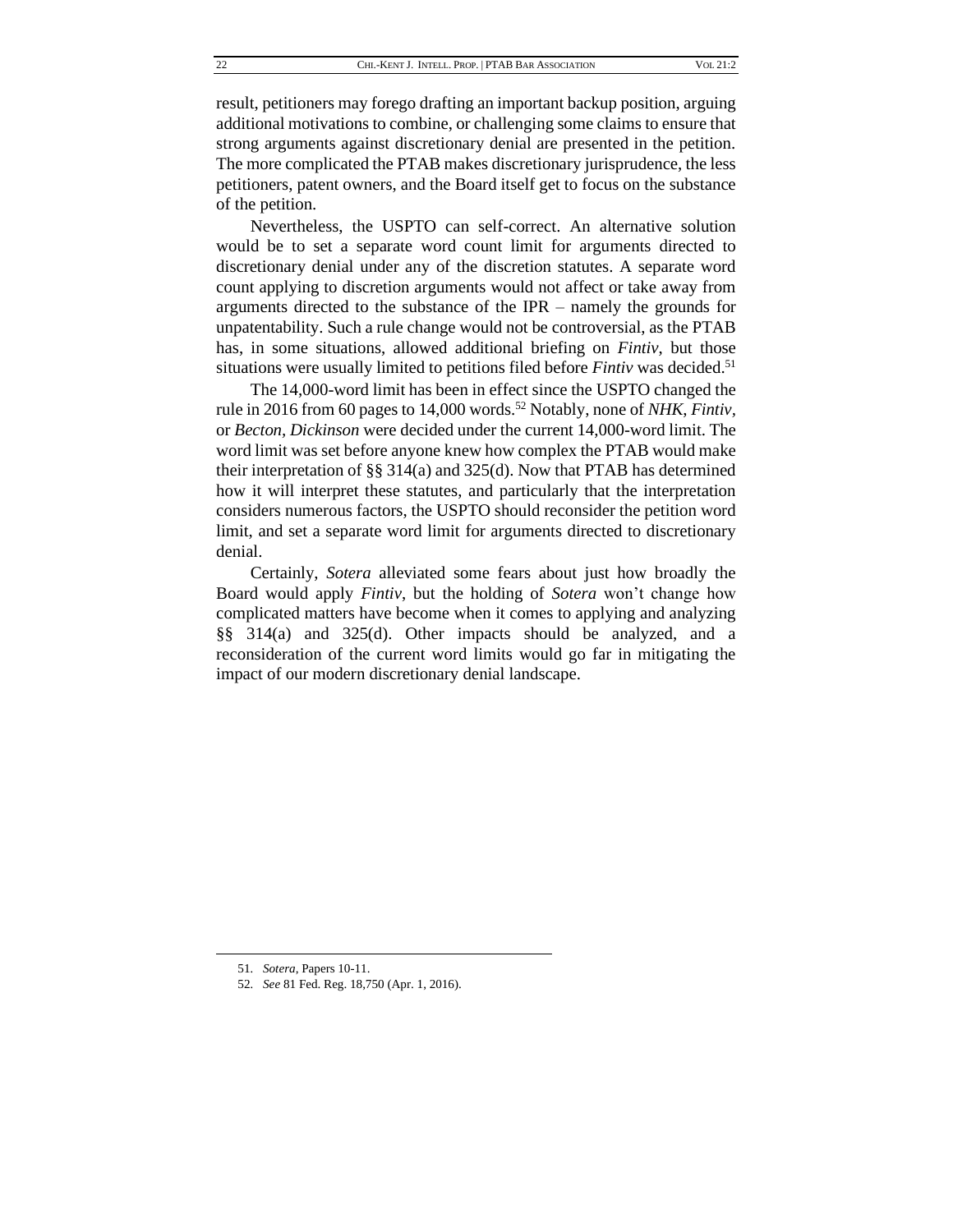result, petitioners may forego drafting an important backup position, arguing additional motivations to combine, or challenging some claims to ensure that strong arguments against discretionary denial are presented in the petition. The more complicated the PTAB makes discretionary jurisprudence, the less petitioners, patent owners, and the Board itself get to focus on the substance of the petition.

Nevertheless, the USPTO can self-correct. An alternative solution would be to set a separate word count limit for arguments directed to discretionary denial under any of the discretion statutes. A separate word count applying to discretion arguments would not affect or take away from arguments directed to the substance of the IPR – namely the grounds for unpatentability. Such a rule change would not be controversial, as the PTAB has, in some situations, allowed additional briefing on *Fintiv*, but those situations were usually limited to petitions filed before *Fintiv* was decided.[51]

The 14,000-word limit has been in effect since the USPTO changed the rule in 2016 from 60 pages to 14,000 words.[52] Notably, none of *NHK*, *Fintiv*, or *Becton, Dickinson* were decided under the current 14,000-word limit. The word limit was set before anyone knew how complex the PTAB would make their interpretation of §§ 314(a) and 325(d). Now that PTAB has determined how it will interpret these statutes, and particularly that the interpretation considers numerous factors, the USPTO should reconsider the petition word limit, and set a separate word limit for arguments directed to discretionary denial.

Certainly, *Sotera* alleviated some fears about just how broadly the Board would apply *Fintiv*, but the holding of *Sotera* won't change how complicated matters have become when it comes to applying and analyzing §§ 314(a) and 325(d). Other impacts should be analyzed, and a reconsideration of the current word limits would go far in mitigating the impact of our modern discretionary denial landscape.

---

51. *Sotera*, Papers 10-11.

52. *See* 81 Fed. Reg. 18,750 (Apr. 1, 2016).